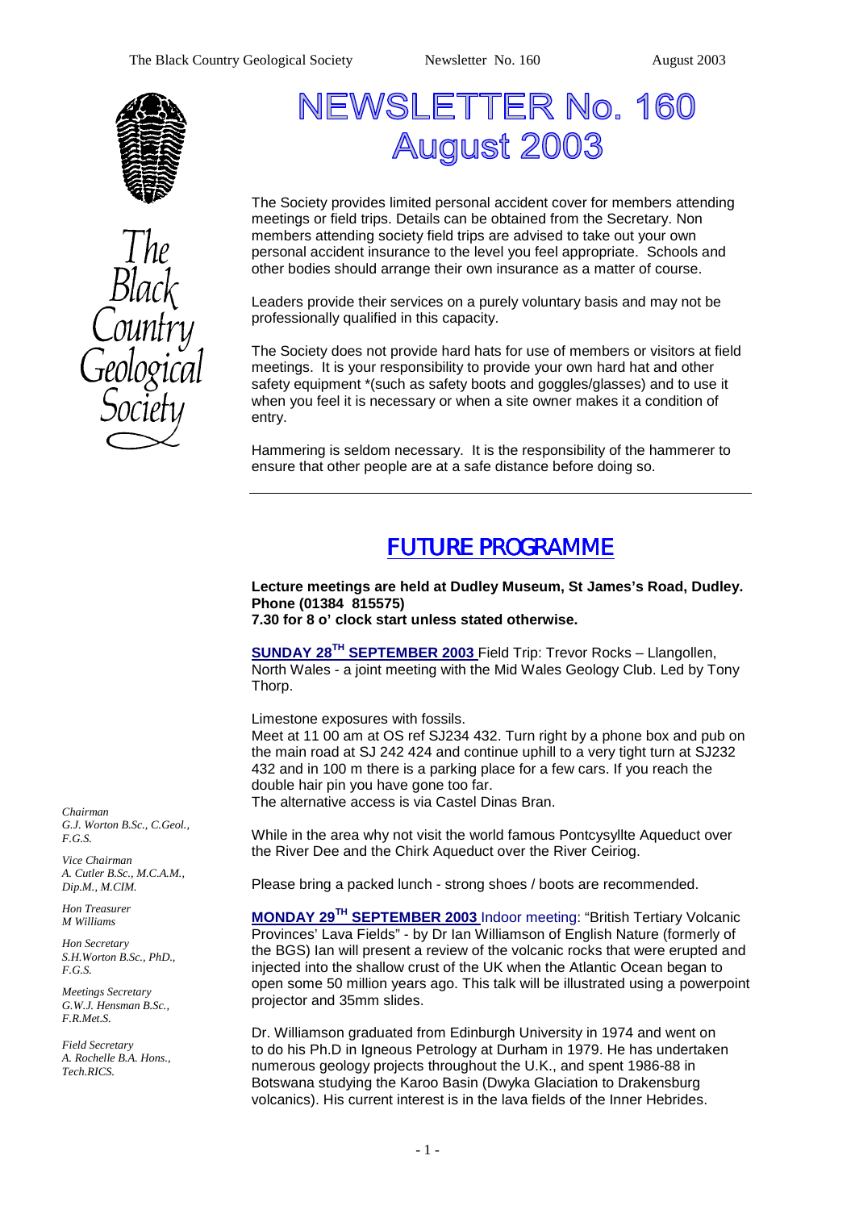# NEWSLETTER No. 160
# August 2003

The Black Country Geological Society

The Society provides limited personal accident cover for members attending meetings or field trips. Details can be obtained from the Secretary. Non members attending society field trips are advised to take out your own personal accident insurance to the level you feel appropriate. Schools and other bodies should arrange their own insurance as a matter of course.

Leaders provide their services on a purely voluntary basis and may not be professionally qualified in this capacity.

The Society does not provide hard hats for use of members or visitors at field meetings. It is your responsibility to provide your own hard hat and other safety equipment *(such as safety boots and goggles/glasses) and to use it when you feel it is necessary or when a site owner makes it a condition of entry.

Hammering is seldom necessary. It is the responsibility of the hammerer to ensure that other people are at a safe distance before doing so.

---

## FUTURE PROGRAMME

**Lecture meetings are held at Dudley Museum, St James's Road, Dudley. Phone (01384 815575)**
**7.30 for 8 o' clock start unless stated otherwise.**

**SUNDAY 28TH SEPTEMBER 2003** Field Trip: Trevor Rocks – Llangollen, North Wales - a joint meeting with the Mid Wales Geology Club. Led by Tony Thorp.

Limestone exposures with fossils.
Meet at 11 00 am at OS ref SJ234 432. Turn right by a phone box and pub on the main road at SJ 242 424 and continue uphill to a very tight turn at SJ232 432 and in 100 m there is a parking place for a few cars. If you reach the double hair pin you have gone too far.
The alternative access is via Castel Dinas Bran.

While in the area why not visit the world famous Pontcysyllte Aqueduct over the River Dee and the Chirk Aqueduct over the River Ceiriog.

Please bring a packed lunch - strong shoes / boots are recommended.

**MONDAY 29TH SEPTEMBER 2003** Indoor meeting: "British Tertiary Volcanic Provinces' Lava Fields" - by Dr Ian Williamson of English Nature (formerly of the BGS) Ian will present a review of the volcanic rocks that were erupted and injected into the shallow crust of the UK when the Atlantic Ocean began to open some 50 million years ago. This talk will be illustrated using a powerpoint projector and 35mm slides.

Dr. Williamson graduated from Edinburgh University in 1974 and went on to do his Ph.D in Igneous Petrology at Durham in 1979. He has undertaken numerous geology projects throughout the U.K., and spent 1986-88 in Botswana studying the Karoo Basin (Dwyka Glaciation to Drakensburg volcanics). His current interest is in the lava fields of the Inner Hebrides.

*Chairman*
*G.J. Worton B.Sc., C.Geol., F.G.S.*

*Vice Chairman*
*A. Cutler B.Sc., M.C.A.M., Dip.M., M.CIM.*

*Hon Treasurer*
*M Williams*

*Hon Secretary*
*S.H.Worton B.Sc., PhD., F.G.S.*

*Meetings Secretary*
*G.W.J. Hensman B.Sc., F.R.Met.S.*

*Field Secretary*
*A. Rochelle B.A. Hons., Tech.RICS.*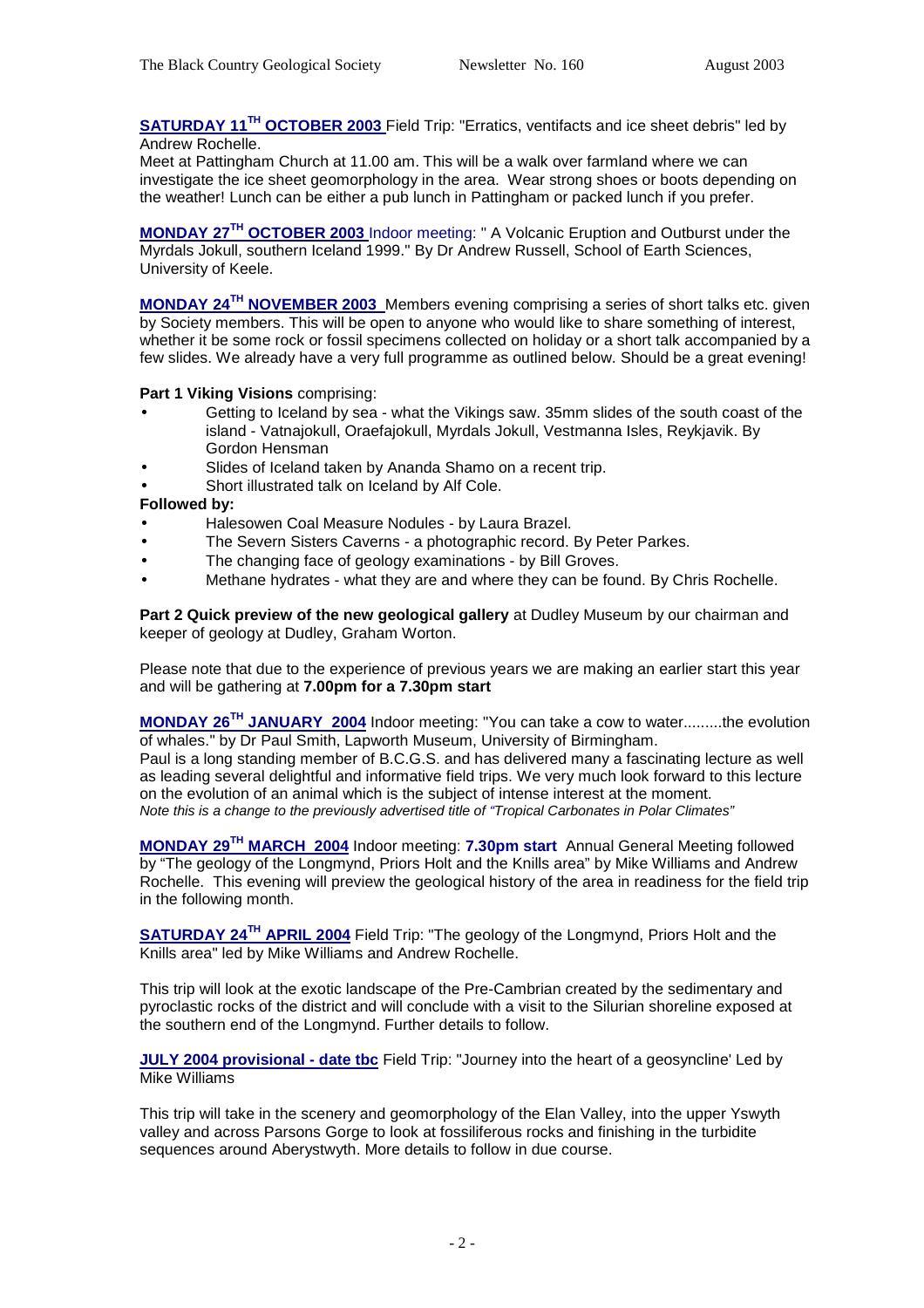**SATURDAY 11TH OCTOBER 2003** Field Trip: "Erratics, ventifacts and ice sheet debris" led by Andrew Rochelle.

Meet at Pattingham Church at 11.00 am. This will be a walk over farmland where we can investigate the ice sheet geomorphology in the area. Wear strong shoes or boots depending on the weather! Lunch can be either a pub lunch in Pattingham or packed lunch if you prefer.

**MONDAY 27TH OCTOBER 2003** Indoor meeting: " A Volcanic Eruption and Outburst under the Myrdals Jokull, southern Iceland 1999." By Dr Andrew Russell, School of Earth Sciences, University of Keele.

**MONDAY 24TH NOVEMBER 2003** Members evening comprising a series of short talks etc. given by Society members. This will be open to anyone who would like to share something of interest, whether it be some rock or fossil specimens collected on holiday or a short talk accompanied by a few slides. We already have a very full programme as outlined below. Should be a great evening!

**Part 1 Viking Visions** comprising:

- Getting to Iceland by sea - what the Vikings saw. 35mm slides of the south coast of the island - Vatnajokull, Oraefajokull, Myrdals Jokull, Vestmanna Isles, Reykjavik. By Gordon Hensman
- Slides of Iceland taken by Ananda Shamo on a recent trip.
- Short illustrated talk on Iceland by Alf Cole.

**Followed by:**

- Halesowen Coal Measure Nodules - by Laura Brazel.
- The Severn Sisters Caverns - a photographic record. By Peter Parkes.
- The changing face of geology examinations - by Bill Groves.
- Methane hydrates - what they are and where they can be found. By Chris Rochelle.

**Part 2 Quick preview of the new geological gallery** at Dudley Museum by our chairman and keeper of geology at Dudley, Graham Worton.

Please note that due to the experience of previous years we are making an earlier start this year and will be gathering at **7.00pm for a 7.30pm start**

**MONDAY 26TH JANUARY 2004** Indoor meeting: "You can take a cow to water.........the evolution of whales." by Dr Paul Smith, Lapworth Museum, University of Birmingham.

Paul is a long standing member of B.C.G.S. and has delivered many a fascinating lecture as well as leading several delightful and informative field trips. We very much look forward to this lecture on the evolution of an animal which is the subject of intense interest at the moment.

*Note this is a change to the previously advertised title of "Tropical Carbonates in Polar Climates"*

**MONDAY 29TH MARCH 2004** Indoor meeting: **7.30pm start** Annual General Meeting followed by "The geology of the Longmynd, Priors Holt and the Knills area" by Mike Williams and Andrew Rochelle. This evening will preview the geological history of the area in readiness for the field trip in the following month.

**SATURDAY 24TH APRIL 2004** Field Trip: "The geology of the Longmynd, Priors Holt and the Knills area" led by Mike Williams and Andrew Rochelle.

This trip will look at the exotic landscape of the Pre-Cambrian created by the sedimentary and pyroclastic rocks of the district and will conclude with a visit to the Silurian shoreline exposed at the southern end of the Longmynd. Further details to follow.

**JULY 2004 provisional - date tbc** Field Trip: "Journey into the heart of a geosyncline' Led by Mike Williams

This trip will take in the scenery and geomorphology of the Elan Valley, into the upper Yswyth valley and across Parsons Gorge to look at fossiliferous rocks and finishing in the turbidite sequences around Aberystwyth. More details to follow in due course.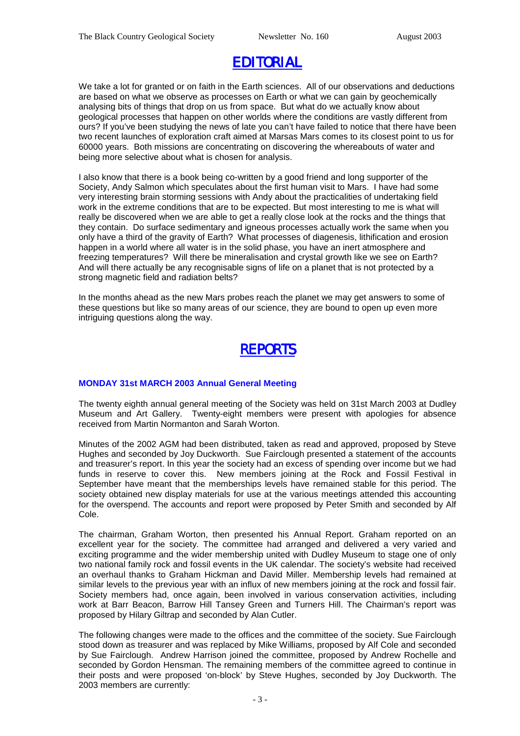# EDITORIAL

We take a lot for granted or on faith in the Earth sciences. All of our observations and deductions are based on what we observe as processes on Earth or what we can gain by geochemically analysing bits of things that drop on us from space. But what do we actually know about geological processes that happen on other worlds where the conditions are vastly different from ours? If you've been studying the news of late you can't have failed to notice that there have been two recent launches of exploration craft aimed at Marsas Mars comes to its closest point to us for 60000 years. Both missions are concentrating on discovering the whereabouts of water and being more selective about what is chosen for analysis.

I also know that there is a book being co-written by a good friend and long supporter of the Society, Andy Salmon which speculates about the first human visit to Mars. I have had some very interesting brain storming sessions with Andy about the practicalities of undertaking field work in the extreme conditions that are to be expected. But most interesting to me is what will really be discovered when we are able to get a really close look at the rocks and the things that they contain. Do surface sedimentary and igneous processes actually work the same when you only have a third of the gravity of Earth? What processes of diagenesis, lithification and erosion happen in a world where all water is in the solid phase, you have an inert atmosphere and freezing temperatures? Will there be mineralisation and crystal growth like we see on Earth? And will there actually be any recognisable signs of life on a planet that is not protected by a strong magnetic field and radiation belts?

In the months ahead as the new Mars probes reach the planet we may get answers to some of these questions but like so many areas of our science, they are bound to open up even more intriguing questions along the way.

# REPORTS

### MONDAY 31st MARCH 2003 Annual General Meeting

The twenty eighth annual general meeting of the Society was held on 31st March 2003 at Dudley Museum and Art Gallery. Twenty-eight members were present with apologies for absence received from Martin Normanton and Sarah Worton.

Minutes of the 2002 AGM had been distributed, taken as read and approved, proposed by Steve Hughes and seconded by Joy Duckworth. Sue Fairclough presented a statement of the accounts and treasurer's report. In this year the society had an excess of spending over income but we had funds in reserve to cover this. New members joining at the Rock and Fossil Festival in September have meant that the memberships levels have remained stable for this period. The society obtained new display materials for use at the various meetings attended this accounting for the overspend. The accounts and report were proposed by Peter Smith and seconded by Alf Cole.

The chairman, Graham Worton, then presented his Annual Report. Graham reported on an excellent year for the society. The committee had arranged and delivered a very varied and exciting programme and the wider membership united with Dudley Museum to stage one of only two national family rock and fossil events in the UK calendar. The society's website had received an overhaul thanks to Graham Hickman and David Miller. Membership levels had remained at similar levels to the previous year with an influx of new members joining at the rock and fossil fair. Society members had, once again, been involved in various conservation activities, including work at Barr Beacon, Barrow Hill Tansey Green and Turners Hill. The Chairman's report was proposed by Hilary Giltrap and seconded by Alan Cutler.

The following changes were made to the offices and the committee of the society. Sue Fairclough stood down as treasurer and was replaced by Mike Williams, proposed by Alf Cole and seconded by Sue Fairclough. Andrew Harrison joined the committee, proposed by Andrew Rochelle and seconded by Gordon Hensman. The remaining members of the committee agreed to continue in their posts and were proposed 'on-block' by Steve Hughes, seconded by Joy Duckworth. The 2003 members are currently: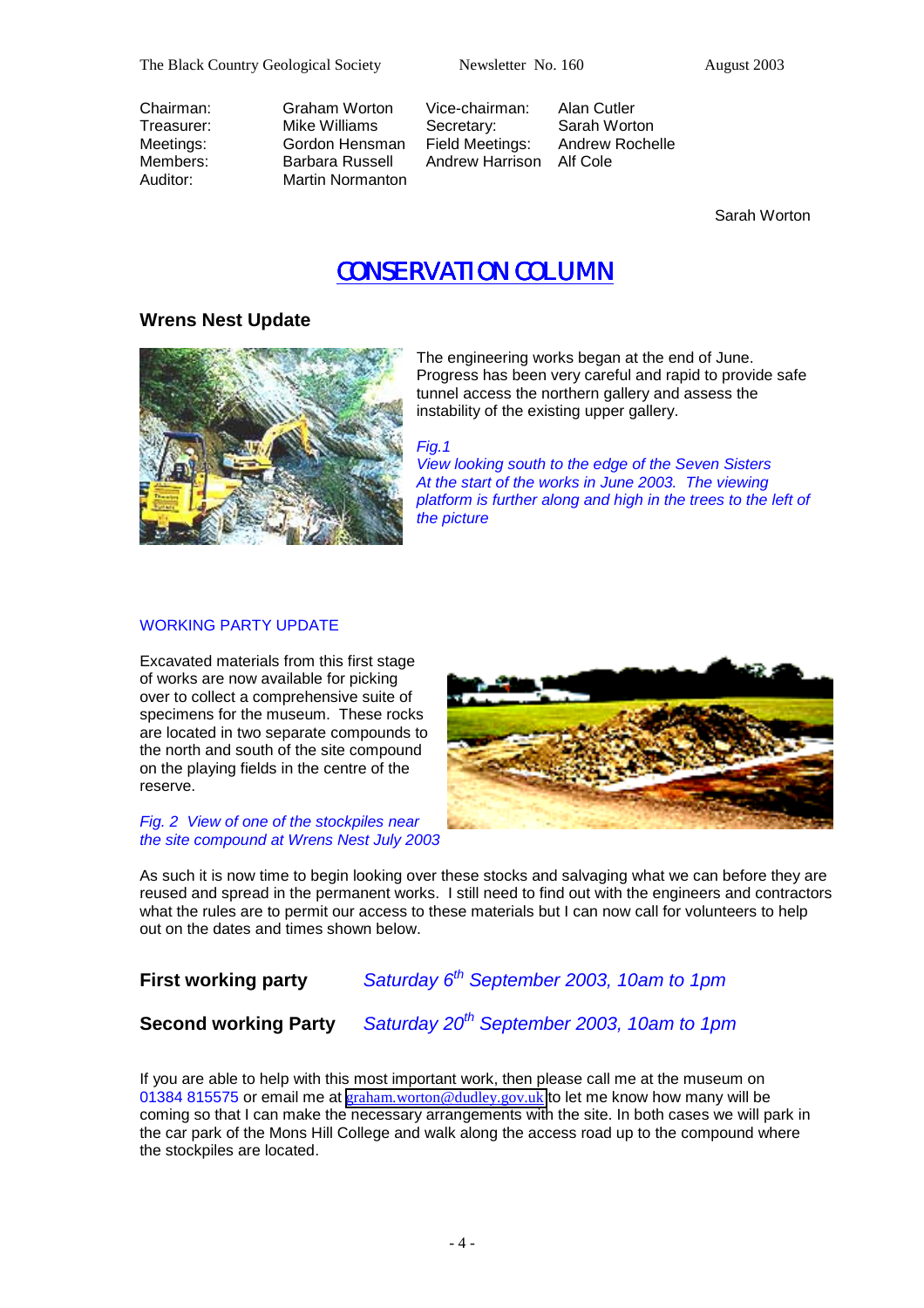Chairman: Graham Worton
Treasurer: Mike Williams
Meetings: Gordon Hensman
Members: Barbara Russell
Auditor: Martin Normanton

Vice-chairman: Alan Cutler
Secretary: Sarah Worton
Field Meetings: Andrew Rochelle
Andrew Harrison Alf Cole

Sarah Worton

# CONSERVATION COLUMN

## Wrens Nest Update

The engineering works began at the end of June. Progress has been very careful and rapid to provide safe tunnel access the northern gallery and assess the instability of the existing upper gallery.

*Fig.1*
*View looking south to the edge of the Seven Sisters At the start of the works in June 2003. The viewing platform is further along and high in the trees to the left of the picture*

### WORKING PARTY UPDATE

Excavated materials from this first stage of works are now available for picking over to collect a comprehensive suite of specimens for the museum. These rocks are located in two separate compounds to the north and south of the site compound on the playing fields in the centre of the reserve.

*Fig. 2 View of one of the stockpiles near the site compound at Wrens Nest July 2003*

As such it is now time to begin looking over these stocks and salvaging what we can before they are reused and spread in the permanent works. I still need to find out with the engineers and contractors what the rules are to permit our access to these materials but I can now call for volunteers to help out on the dates and times shown below.

**First working party** *Saturday 6th September 2003, 10am to 1pm*

**Second working Party** *Saturday 20th September 2003, 10am to 1pm*

If you are able to help with this most important work, then please call me at the museum on 01384 815575 or email me at graham.worton@dudley.gov.uk to let me know how many will be coming so that I can make the necessary arrangements with the site. In both cases we will park in the car park of the Mons Hill College and walk along the access road up to the compound where the stockpiles are located.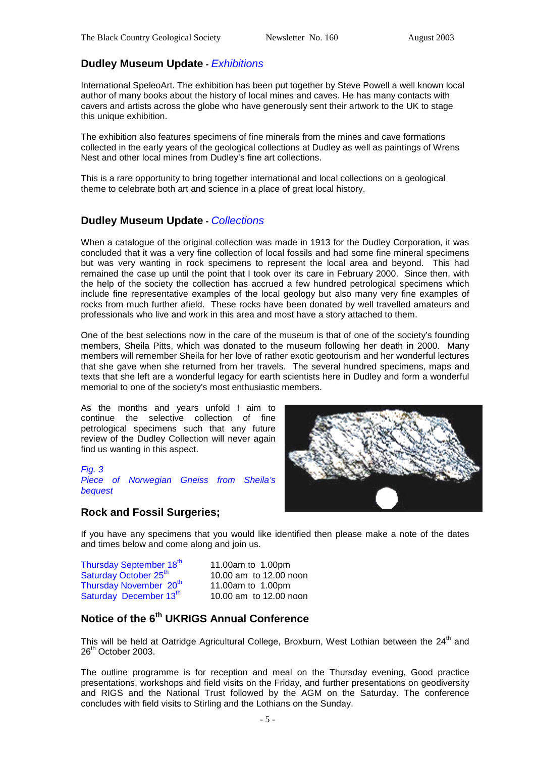## Dudley Museum Update - *Exhibitions*

International SpeleoArt. The exhibition has been put together by Steve Powell a well known local author of many books about the history of local mines and caves. He has many contacts with cavers and artists across the globe who have generously sent their artwork to the UK to stage this unique exhibition.

The exhibition also features specimens of fine minerals from the mines and cave formations collected in the early years of the geological collections at Dudley as well as paintings of Wrens Nest and other local mines from Dudley's fine art collections.

This is a rare opportunity to bring together international and local collections on a geological theme to celebrate both art and science in a place of great local history.

## Dudley Museum Update - *Collections*

When a catalogue of the original collection was made in 1913 for the Dudley Corporation, it was concluded that it was a very fine collection of local fossils and had some fine mineral specimens but was very wanting in rock specimens to represent the local area and beyond. This had remained the case up until the point that I took over its care in February 2000. Since then, with the help of the society the collection has accrued a few hundred petrological specimens which include fine representative examples of the local geology but also many very fine examples of rocks from much further afield. These rocks have been donated by well travelled amateurs and professionals who live and work in this area and most have a story attached to them.

One of the best selections now in the care of the museum is that of one of the society's founding members, Sheila Pitts, which was donated to the museum following her death in 2000. Many members will remember Sheila for her love of rather exotic geotourism and her wonderful lectures that she gave when she returned from her travels. The several hundred specimens, maps and texts that she left are a wonderful legacy for earth scientists here in Dudley and form a wonderful memorial to one of the society's most enthusiastic members.

As the months and years unfold I aim to continue the selective collection of fine petrological specimens such that any future review of the Dudley Collection will never again find us wanting in this aspect.

*Fig. 3*
*Piece of Norwegian Gneiss from Sheila's bequest*

## Rock and Fossil Surgeries;

If you have any specimens that you would like identified then please make a note of the dates and times below and come along and join us.

| | |
|---|---|
| Thursday September 18th | 11.00am to 1.00pm |
| Saturday October 25th | 10.00 am to 12.00 noon |
| Thursday November 20th | 11.00am to 1.00pm |
| Saturday December 13th | 10.00 am to 12.00 noon |

## Notice of the 6th UKRIGS Annual Conference

This will be held at Oatridge Agricultural College, Broxburn, West Lothian between the 24th and 26th October 2003.

The outline programme is for reception and meal on the Thursday evening, Good practice presentations, workshops and field visits on the Friday, and further presentations on geodiversity and RIGS and the National Trust followed by the AGM on the Saturday. The conference concludes with field visits to Stirling and the Lothians on the Sunday.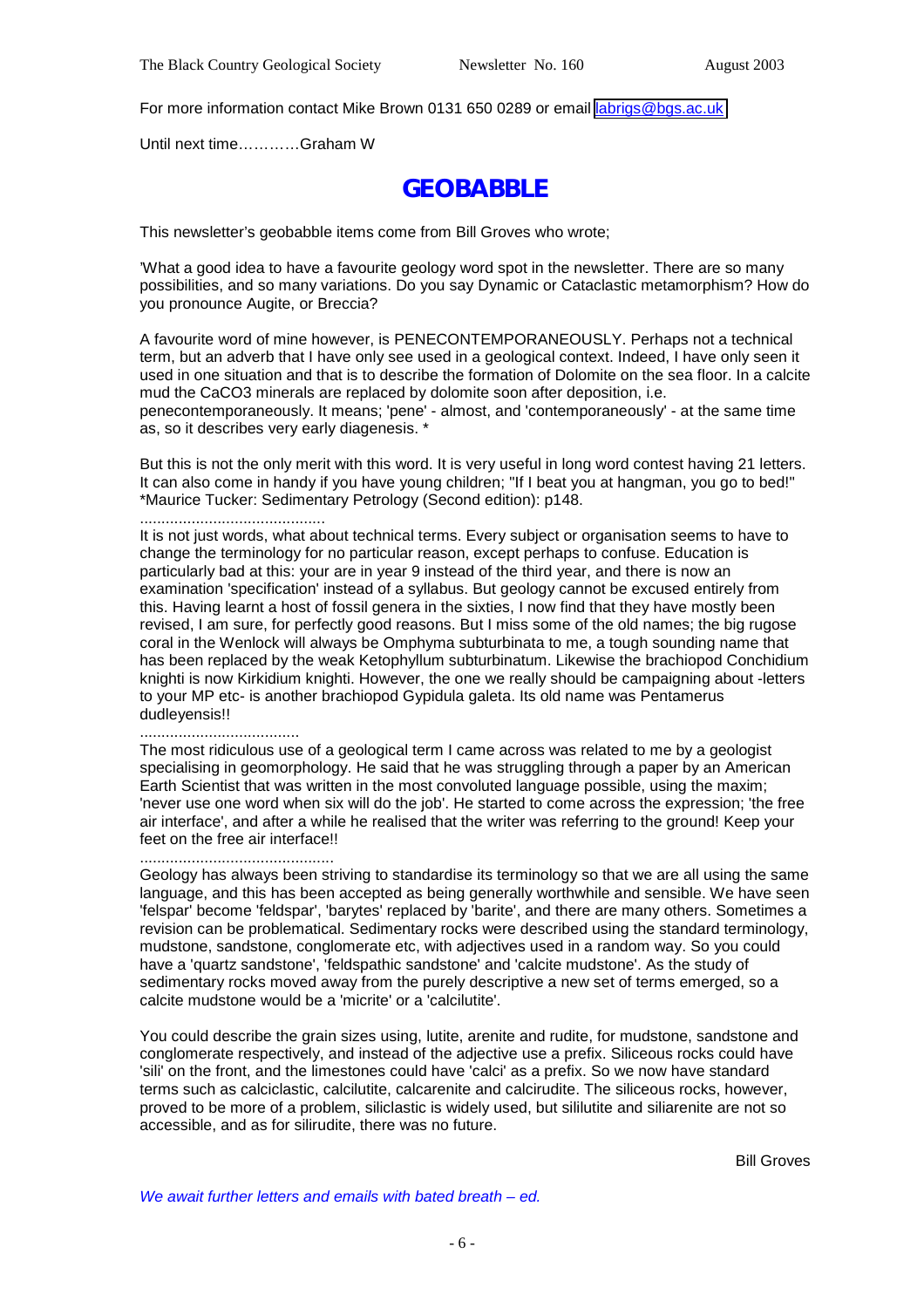For more information contact Mike Brown 0131 650 0289 or email labrigs@bgs.ac.uk

Until next time…………Graham W

# GEOBABBLE

This newsletter's geobabble items come from Bill Groves who wrote;

'What a good idea to have a favourite geology word spot in the newsletter. There are so many possibilities, and so many variations. Do you say Dynamic or Cataclastic metamorphism? How do you pronounce Augite, or Breccia?

A favourite word of mine however, is PENECONTEMPORANEOUSLY. Perhaps not a technical term, but an adverb that I have only see used in a geological context. Indeed, I have only seen it used in one situation and that is to describe the formation of Dolomite on the sea floor. In a calcite mud the $CaCO_3$ minerals are replaced by dolomite soon after deposition, i.e. penecontemporaneously. It means; 'pene' - almost, and 'contemporaneously' - at the same time as, so it describes very early diagenesis. *

But this is not the only merit with this word. It is very useful in long word contest having 21 letters. It can also come in handy if you have young children; "If I beat you at hangman, you go to bed!"
*Maurice Tucker: Sedimentary Petrology (Second edition): p148.

...........................................

It is not just words, what about technical terms. Every subject or organisation seems to have to change the terminology for no particular reason, except perhaps to confuse. Education is particularly bad at this: your are in year 9 instead of the third year, and there is now an examination 'specification' instead of a syllabus. But geology cannot be excused entirely from this. Having learnt a host of fossil genera in the sixties, I now find that they have mostly been revised, I am sure, for perfectly good reasons. But I miss some of the old names; the big rugose coral in the Wenlock will always be Omphyma subturbinata to me, a tough sounding name that has been replaced by the weak Ketophyllum subturbinatum. Likewise the brachiopod Conchidium knighti is now Kirkidium knighti. However, the one we really should be campaigning about -letters to your MP etc- is another brachiopod Gypidula galeta. Its old name was Pentamerus dudleyensis!!

.....................................

The most ridiculous use of a geological term I came across was related to me by a geologist specialising in geomorphology. He said that he was struggling through a paper by an American Earth Scientist that was written in the most convoluted language possible, using the maxim; 'never use one word when six will do the job'. He started to come across the expression; 'the free air interface', and after a while he realised that the writer was referring to the ground! Keep your feet on the free air interface!!

.............................................

Geology has always been striving to standardise its terminology so that we are all using the same language, and this has been accepted as being generally worthwhile and sensible. We have seen 'felspar' become 'feldspar', 'barytes' replaced by 'barite', and there are many others. Sometimes a revision can be problematical. Sedimentary rocks were described using the standard terminology, mudstone, sandstone, conglomerate etc, with adjectives used in a random way. So you could have a 'quartz sandstone', 'feldspathic sandstone' and 'calcite mudstone'. As the study of sedimentary rocks moved away from the purely descriptive a new set of terms emerged, so a calcite mudstone would be a 'micrite' or a 'calcilutite'.

You could describe the grain sizes using, lutite, arenite and rudite, for mudstone, sandstone and conglomerate respectively, and instead of the adjective use a prefix. Siliceous rocks could have 'sili' on the front, and the limestones could have 'calci' as a prefix. So we now have standard terms such as calciclastic, calcilutite, calcarenite and calcirudite. The siliceous rocks, however, proved to be more of a problem, siliclastic is widely used, but sililutite and siliarenite are not so accessible, and as for silirudite, there was no future.

Bill Groves

*We await further letters and emails with bated breath – ed.*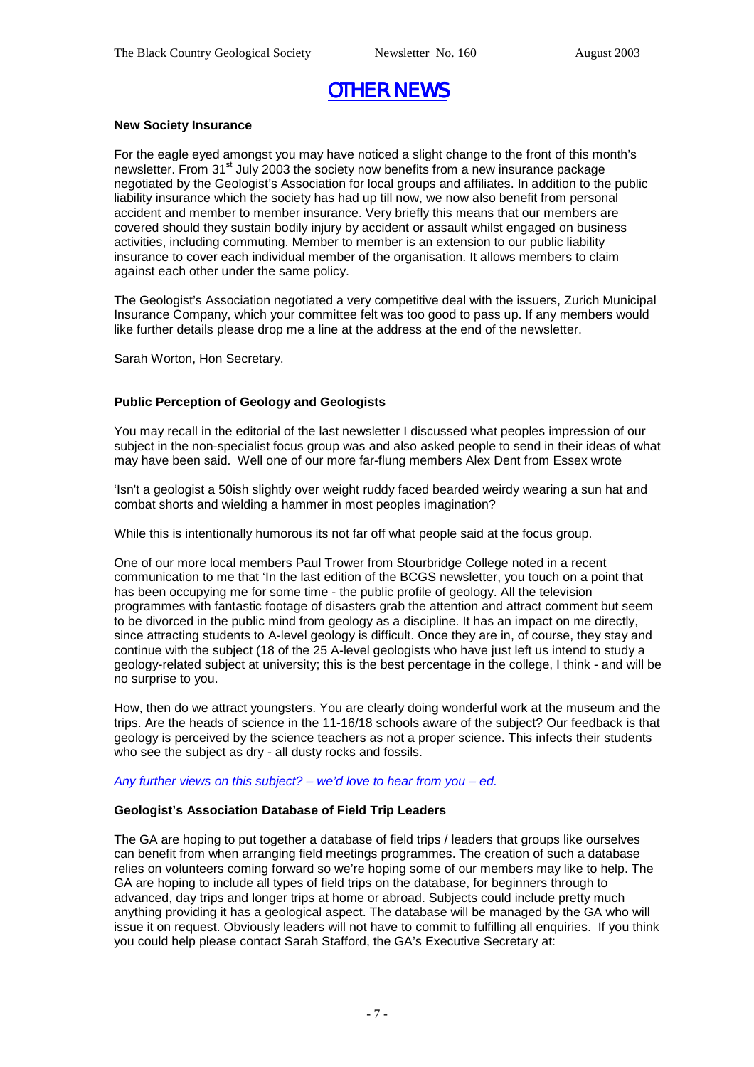# OTHER NEWS

**New Society Insurance**

For the eagle eyed amongst you may have noticed a slight change to the front of this month's newsletter. From 31st July 2003 the society now benefits from a new insurance package negotiated by the Geologist's Association for local groups and affiliates. In addition to the public liability insurance which the society has had up till now, we now also benefit from personal accident and member to member insurance. Very briefly this means that our members are covered should they sustain bodily injury by accident or assault whilst engaged on business activities, including commuting. Member to member is an extension to our public liability insurance to cover each individual member of the organisation. It allows members to claim against each other under the same policy.

The Geologist's Association negotiated a very competitive deal with the issuers, Zurich Municipal Insurance Company, which your committee felt was too good to pass up. If any members would like further details please drop me a line at the address at the end of the newsletter.

Sarah Worton, Hon Secretary.

**Public Perception of Geology and Geologists**

You may recall in the editorial of the last newsletter I discussed what peoples impression of our subject in the non-specialist focus group was and also asked people to send in their ideas of what may have been said. Well one of our more far-flung members Alex Dent from Essex wrote

'Isn't a geologist a 50ish slightly over weight ruddy faced bearded weirdy wearing a sun hat and combat shorts and wielding a hammer in most peoples imagination?

While this is intentionally humorous its not far off what people said at the focus group.

One of our more local members Paul Trower from Stourbridge College noted in a recent communication to me that 'In the last edition of the BCGS newsletter, you touch on a point that has been occupying me for some time - the public profile of geology. All the television programmes with fantastic footage of disasters grab the attention and attract comment but seem to be divorced in the public mind from geology as a discipline. It has an impact on me directly, since attracting students to A-level geology is difficult. Once they are in, of course, they stay and continue with the subject (18 of the 25 A-level geologists who have just left us intend to study a geology-related subject at university; this is the best percentage in the college, I think - and will be no surprise to you.

How, then do we attract youngsters. You are clearly doing wonderful work at the museum and the trips. Are the heads of science in the 11-16/18 schools aware of the subject? Our feedback is that geology is perceived by the science teachers as not a proper science. This infects their students who see the subject as dry - all dusty rocks and fossils.

*Any further views on this subject? – we'd love to hear from you – ed.*

**Geologist's Association Database of Field Trip Leaders**

The GA are hoping to put together a database of field trips / leaders that groups like ourselves can benefit from when arranging field meetings programmes. The creation of such a database relies on volunteers coming forward so we're hoping some of our members may like to help. The GA are hoping to include all types of field trips on the database, for beginners through to advanced, day trips and longer trips at home or abroad. Subjects could include pretty much anything providing it has a geological aspect. The database will be managed by the GA who will issue it on request. Obviously leaders will not have to commit to fulfilling all enquiries. If you think you could help please contact Sarah Stafford, the GA's Executive Secretary at: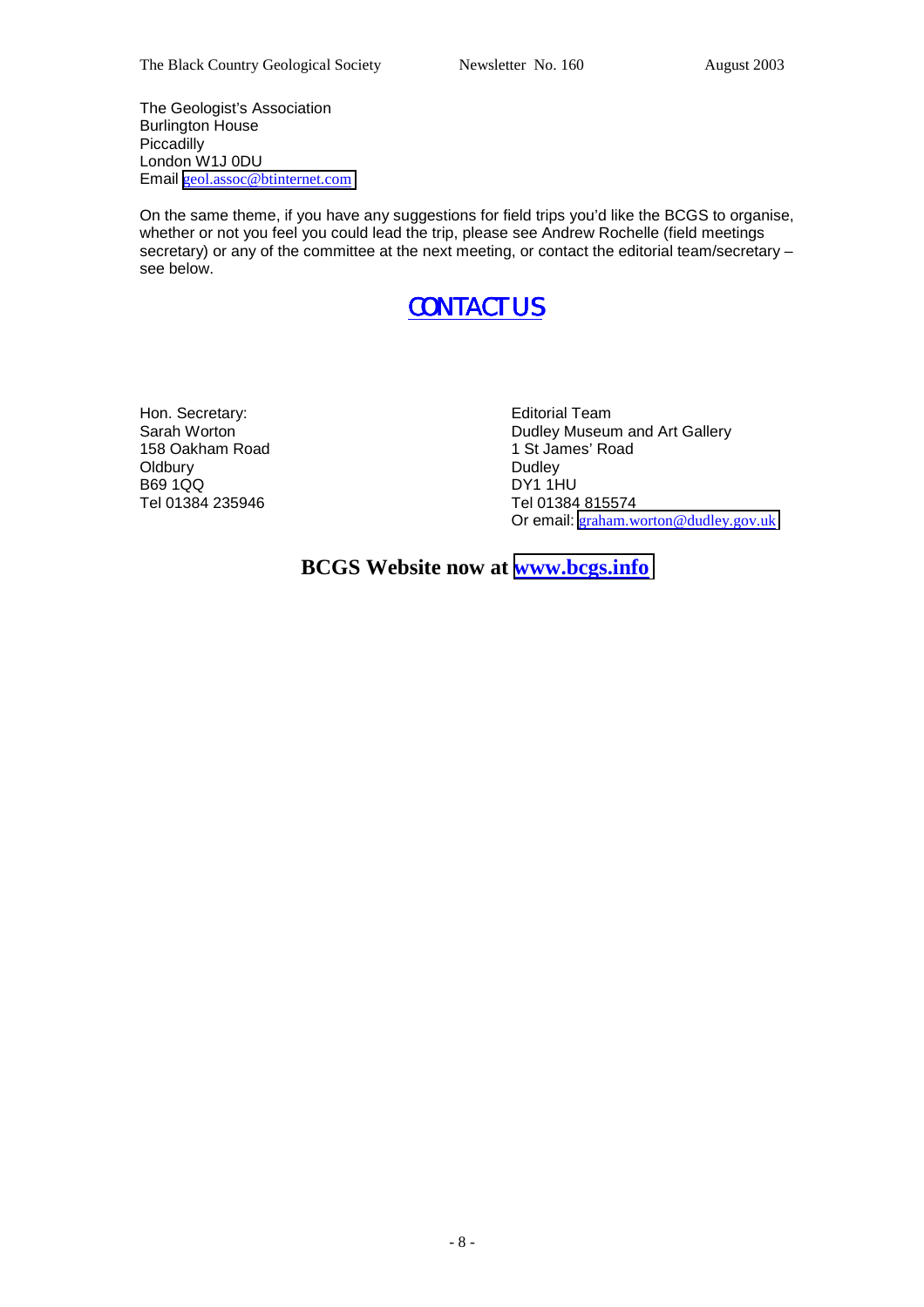The Geologist's Association
Burlington House
Piccadilly
London W1J 0DU
Email geol.assoc@btinternet.com

On the same theme, if you have any suggestions for field trips you'd like the BCGS to organise, whether or not you feel you could lead the trip, please see Andrew Rochelle (field meetings secretary) or any of the committee at the next meeting, or contact the editorial team/secretary – see below.

## CONTACT US

Hon. Secretary:
Sarah Worton
158 Oakham Road
Oldbury
B69 1QQ
Tel 01384 235946

Editorial Team
Dudley Museum and Art Gallery
1 St James' Road
Dudley
DY1 1HU
Tel 01384 815574
Or email: graham.worton@dudley.gov.uk

**BCGS Website now at www.bcgs.info**